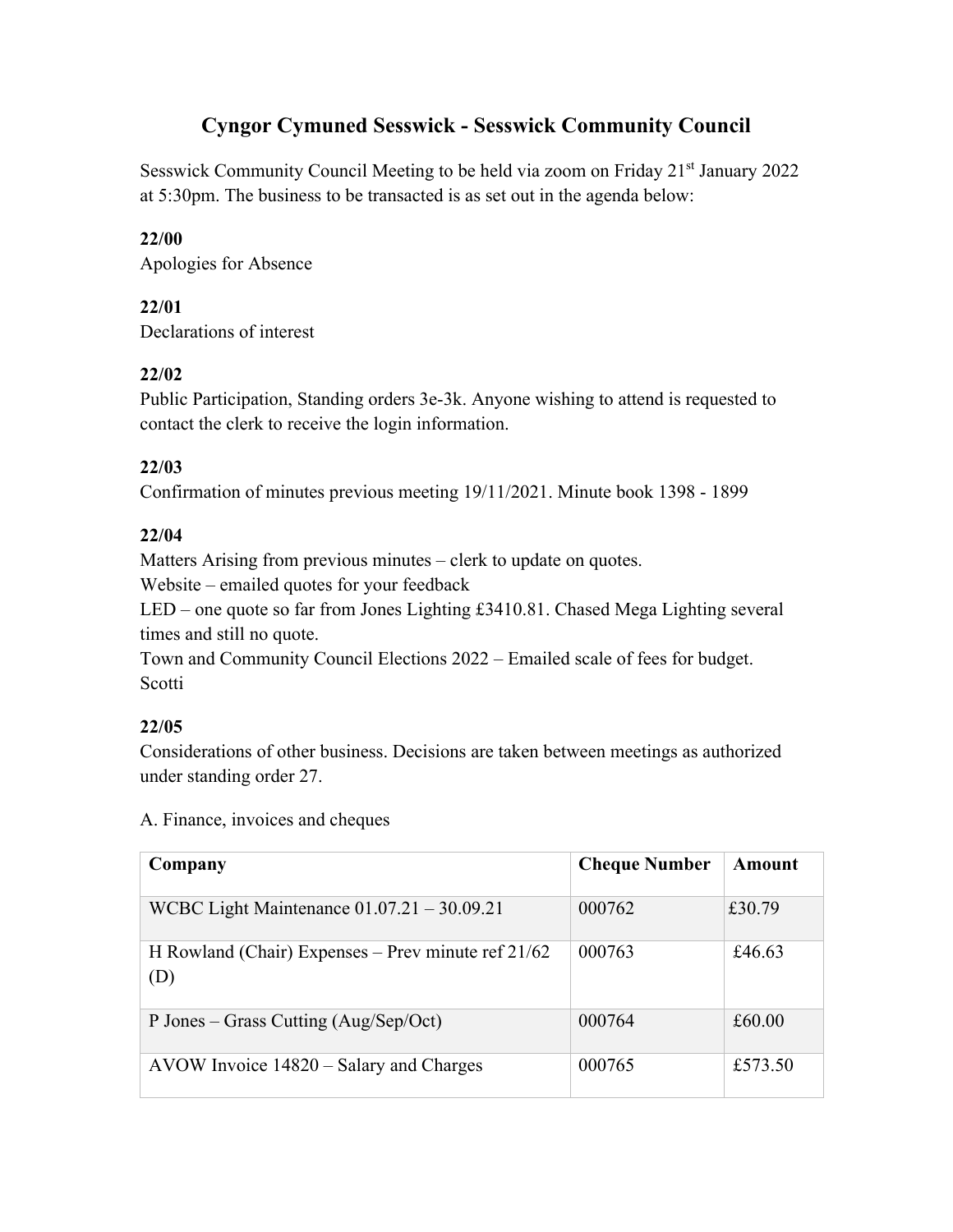# Cyngor Cymuned Sesswick - Sesswick Community Council

Sesswick Community Council Meeting to be held via zoom on Friday 21st January 2022 at 5:30pm. The business to be transacted is as set out in the agenda below:

**22/00**
Apologies for Absence

**22/01**
Declarations of interest

**22/02**
Public Participation, Standing orders 3e-3k. Anyone wishing to attend is requested to contact the clerk to receive the login information.

**22/03**
Confirmation of minutes previous meeting 19/11/2021. Minute book 1398 - 1899

**22/04**
Matters Arising from previous minutes – clerk to update on quotes.
Website – emailed quotes for your feedback
LED – one quote so far from Jones Lighting £3410.81. Chased Mega Lighting several times and still no quote.
Town and Community Council Elections 2022 – Emailed scale of fees for budget.
Scotti

**22/05**
Considerations of other business. Decisions are taken between meetings as authorized under standing order 27.

A. Finance, invoices and cheques

| Company | Cheque Number | Amount |
|---|---|---|
| WCBC Light Maintenance 01.07.21 – 30.09.21 | 000762 | £30.79 |
| H Rowland (Chair) Expenses – Prev minute ref 21/62 (D) | 000763 | £46.63 |
| P Jones – Grass Cutting (Aug/Sep/Oct) | 000764 | £60.00 |
| AVOW Invoice 14820 – Salary and Charges | 000765 | £573.50 |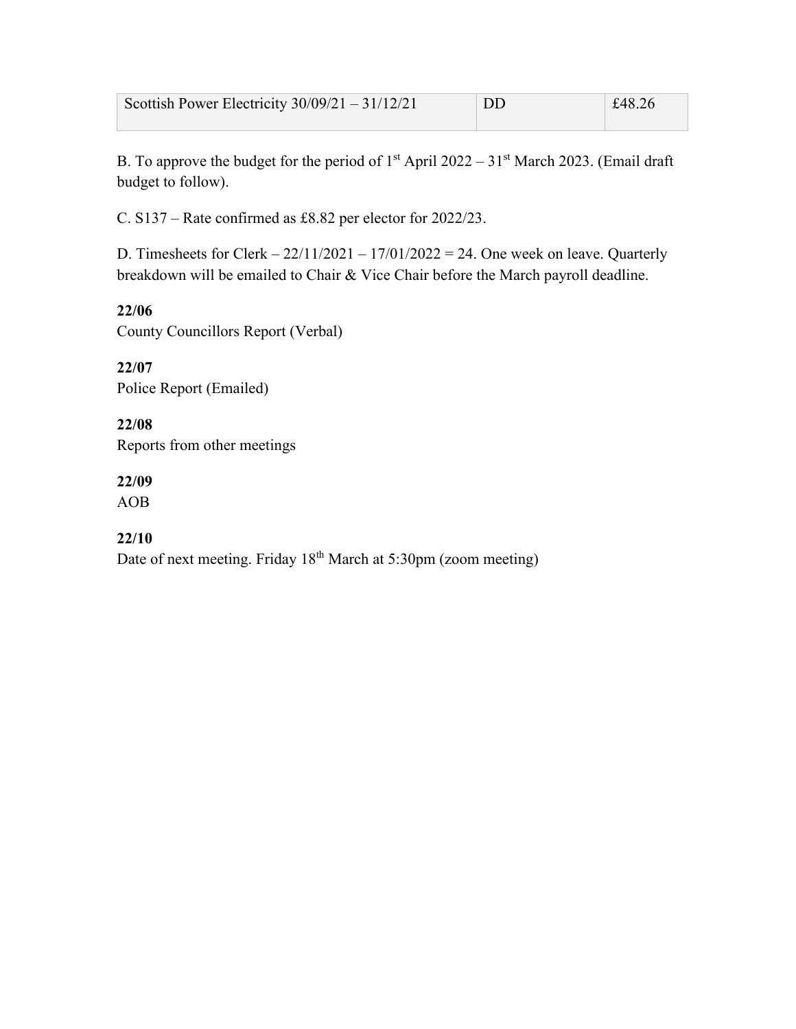| | | |
|---|---|---|
| Scottish Power Electricity 30/09/21 – 31/12/21 | DD | £48.26 |

B. To approve the budget for the period of 1st April 2022 – 31st March 2023. (Email draft budget to follow).

C. S137 – Rate confirmed as £8.82 per elector for 2022/23.

D. Timesheets for Clerk – 22/11/2021 – 17/01/2022 = 24. One week on leave. Quarterly breakdown will be emailed to Chair & Vice Chair before the March payroll deadline.

**22/06**
County Councillors Report (Verbal)

**22/07**
Police Report (Emailed)

**22/08**
Reports from other meetings

**22/09**
AOB

**22/10**
Date of next meeting. Friday 18th March at 5:30pm (zoom meeting)